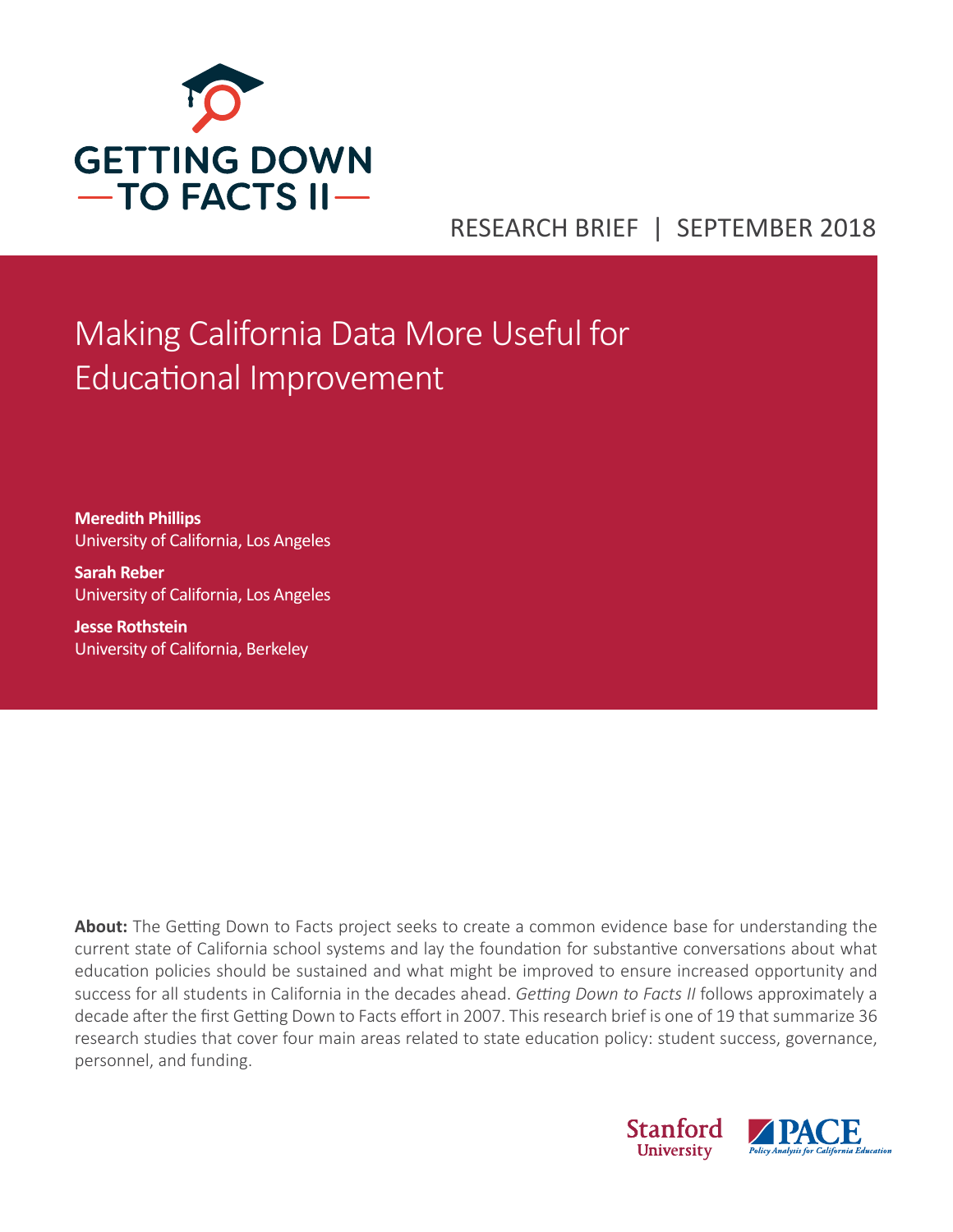GETTING DOWN TO FACTS II

RESEARCH BRIEF | SEPTEMBER 2018

# Making California Data More Useful for Educational Improvement

**Meredith Phillips**
University of California, Los Angeles

**Sarah Reber**
University of California, Los Angeles

**Jesse Rothstein**
University of California, Berkeley

**About:** The Getting Down to Facts project seeks to create a common evidence base for understanding the current state of California school systems and lay the foundation for substantive conversations about what education policies should be sustained and what might be improved to ensure increased opportunity and success for all students in California in the decades ahead. *Getting Down to Facts II* follows approximately a decade after the first Getting Down to Facts effort in 2007. This research brief is one of 19 that summarize 36 research studies that cover four main areas related to state education policy: student success, governance, personnel, and funding.

Stanford University

PACE Policy Analysis for California Education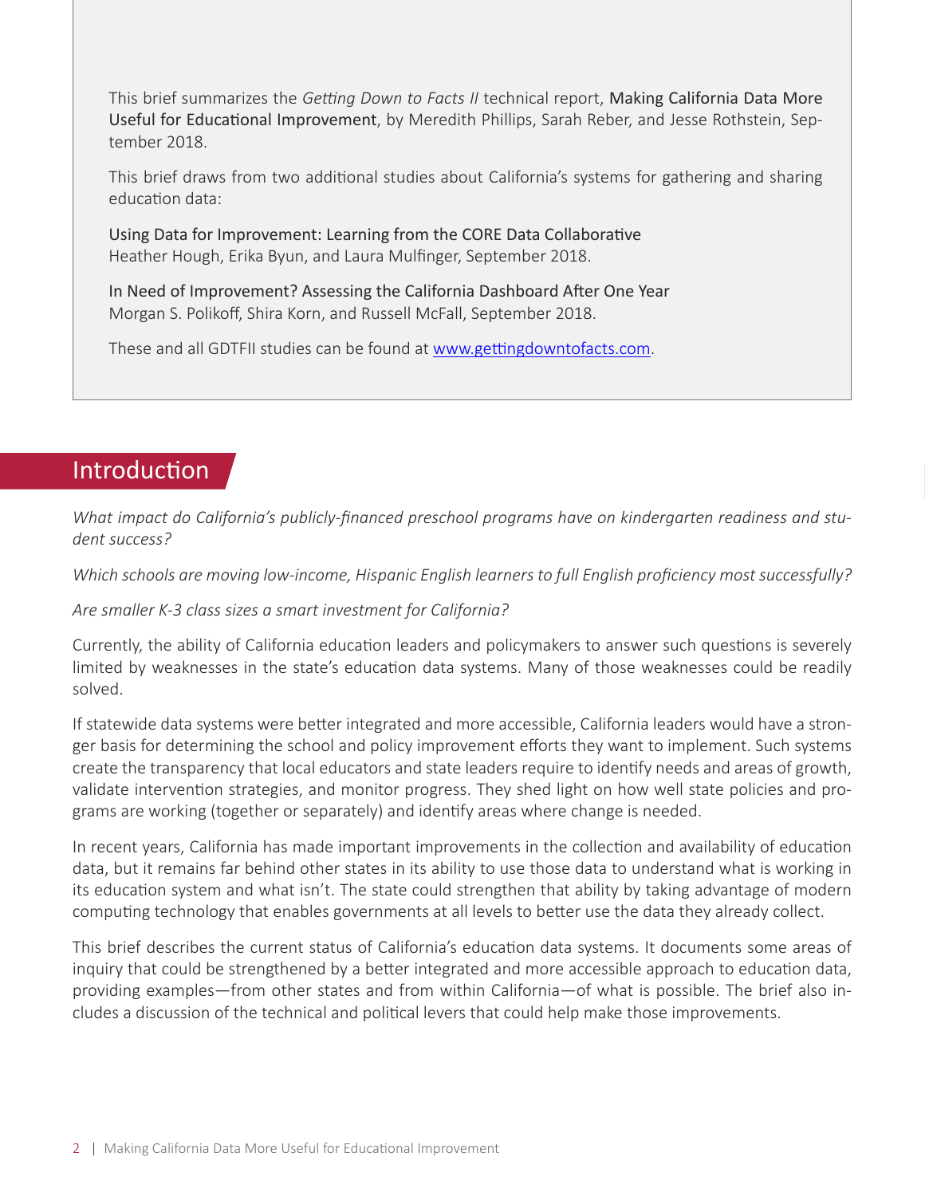This brief summarizes the *Getting Down to Facts II* technical report, Making California Data More Useful for Educational Improvement, by Meredith Phillips, Sarah Reber, and Jesse Rothstein, September 2018.

This brief draws from two additional studies about California's systems for gathering and sharing education data:

Using Data for Improvement: Learning from the CORE Data Collaborative
Heather Hough, Erika Byun, and Laura Mulfinger, September 2018.

In Need of Improvement? Assessing the California Dashboard After One Year
Morgan S. Polikoff, Shira Korn, and Russell McFall, September 2018.

These and all GDTFII studies can be found at www.gettingdowntofacts.com.

## Introduction

*What impact do California's publicly-financed preschool programs have on kindergarten readiness and student success?*

*Which schools are moving low-income, Hispanic English learners to full English proficiency most successfully?*

*Are smaller K-3 class sizes a smart investment for California?*

Currently, the ability of California education leaders and policymakers to answer such questions is severely limited by weaknesses in the state's education data systems. Many of those weaknesses could be readily solved.

If statewide data systems were better integrated and more accessible, California leaders would have a stronger basis for determining the school and policy improvement efforts they want to implement. Such systems create the transparency that local educators and state leaders require to identify needs and areas of growth, validate intervention strategies, and monitor progress. They shed light on how well state policies and programs are working (together or separately) and identify areas where change is needed.

In recent years, California has made important improvements in the collection and availability of education data, but it remains far behind other states in its ability to use those data to understand what is working in its education system and what isn't. The state could strengthen that ability by taking advantage of modern computing technology that enables governments at all levels to better use the data they already collect.

This brief describes the current status of California's education data systems. It documents some areas of inquiry that could be strengthened by a better integrated and more accessible approach to education data, providing examples—from other states and from within California—of what is possible. The brief also includes a discussion of the technical and political levers that could help make those improvements.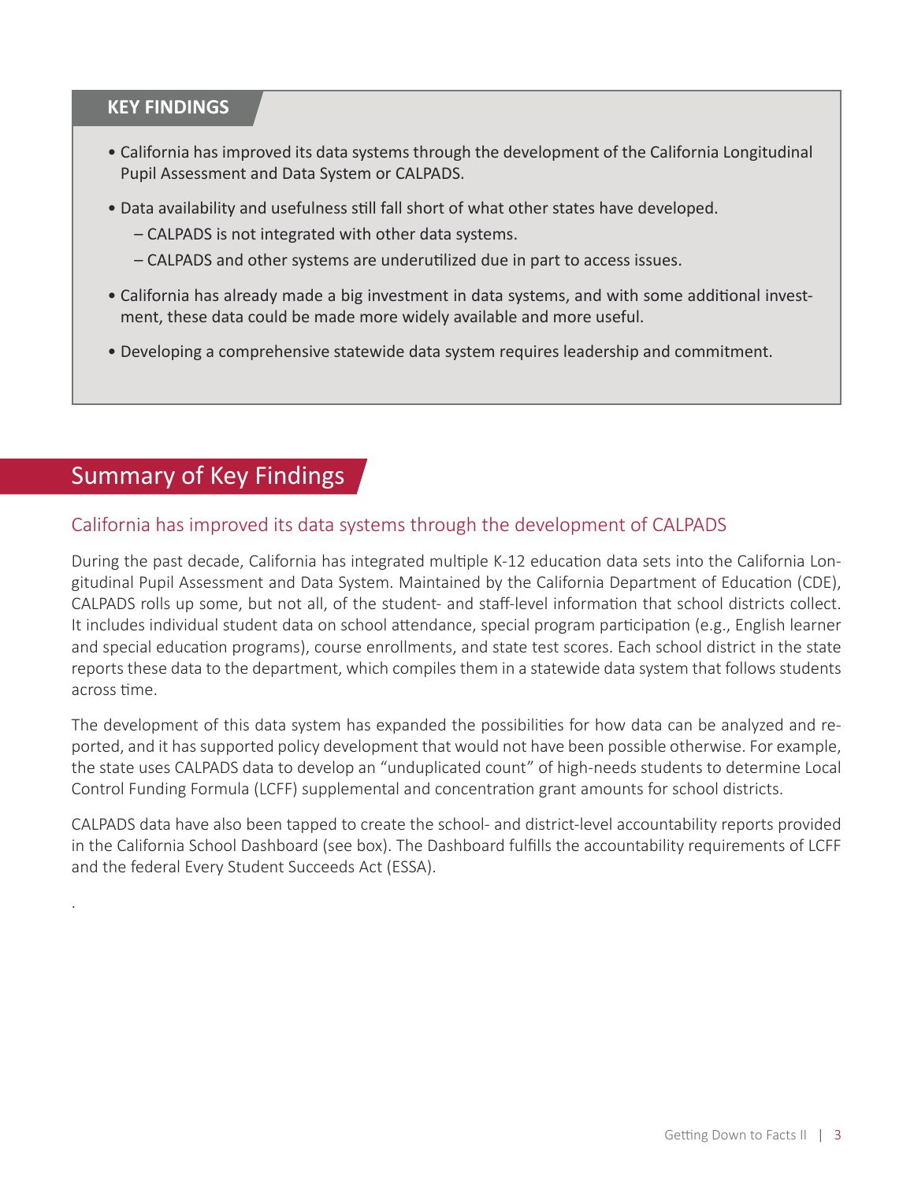**KEY FINDINGS**

- California has improved its data systems through the development of the California Longitudinal Pupil Assessment and Data System or CALPADS.
- Data availability and usefulness still fall short of what other states have developed.
  - CALPADS is not integrated with other data systems.
  - CALPADS and other systems are underutilized due in part to access issues.
- California has already made a big investment in data systems, and with some additional investment, these data could be made more widely available and more useful.
- Developing a comprehensive statewide data system requires leadership and commitment.

## Summary of Key Findings

### California has improved its data systems through the development of CALPADS

During the past decade, California has integrated multiple K-12 education data sets into the California Longitudinal Pupil Assessment and Data System. Maintained by the California Department of Education (CDE), CALPADS rolls up some, but not all, of the student- and staff-level information that school districts collect. It includes individual student data on school attendance, special program participation (e.g., English learner and special education programs), course enrollments, and state test scores. Each school district in the state reports these data to the department, which compiles them in a statewide data system that follows students across time.

The development of this data system has expanded the possibilities for how data can be analyzed and reported, and it has supported policy development that would not have been possible otherwise. For example, the state uses CALPADS data to develop an "unduplicated count" of high-needs students to determine Local Control Funding Formula (LCFF) supplemental and concentration grant amounts for school districts.

CALPADS data have also been tapped to create the school- and district-level accountability reports provided in the California School Dashboard (see box). The Dashboard fulfills the accountability requirements of LCFF and the federal Every Student Succeeds Act (ESSA).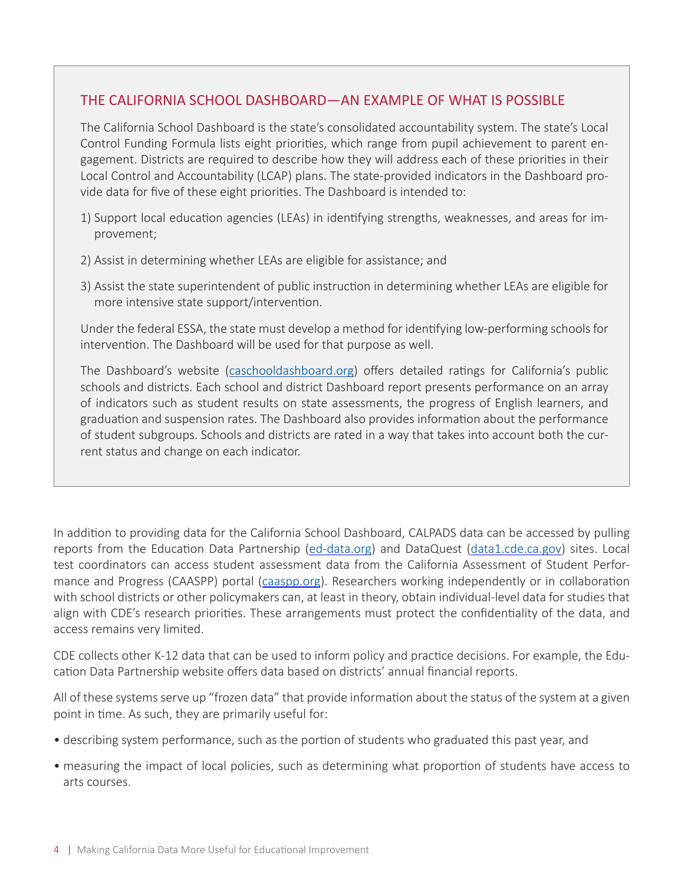## THE CALIFORNIA SCHOOL DASHBOARD—AN EXAMPLE OF WHAT IS POSSIBLE

The California School Dashboard is the state's consolidated accountability system. The state's Local Control Funding Formula lists eight priorities, which range from pupil achievement to parent engagement. Districts are required to describe how they will address each of these priorities in their Local Control and Accountability (LCAP) plans. The state-provided indicators in the Dashboard provide data for five of these eight priorities. The Dashboard is intended to:

1) Support local education agencies (LEAs) in identifying strengths, weaknesses, and areas for improvement;
2) Assist in determining whether LEAs are eligible for assistance; and
3) Assist the state superintendent of public instruction in determining whether LEAs are eligible for more intensive state support/intervention.

Under the federal ESSA, the state must develop a method for identifying low-performing schools for intervention. The Dashboard will be used for that purpose as well.

The Dashboard's website (caschooldashboard.org) offers detailed ratings for California's public schools and districts. Each school and district Dashboard report presents performance on an array of indicators such as student results on state assessments, the progress of English learners, and graduation and suspension rates. The Dashboard also provides information about the performance of student subgroups. Schools and districts are rated in a way that takes into account both the current status and change on each indicator.

In addition to providing data for the California School Dashboard, CALPADS data can be accessed by pulling reports from the Education Data Partnership (ed-data.org) and DataQuest (data1.cde.ca.gov) sites. Local test coordinators can access student assessment data from the California Assessment of Student Performance and Progress (CAASPP) portal (caaspp.org). Researchers working independently or in collaboration with school districts or other policymakers can, at least in theory, obtain individual-level data for studies that align with CDE's research priorities. These arrangements must protect the confidentiality of the data, and access remains very limited.

CDE collects other K-12 data that can be used to inform policy and practice decisions. For example, the Education Data Partnership website offers data based on districts' annual financial reports.

All of these systems serve up "frozen data" that provide information about the status of the system at a given point in time. As such, they are primarily useful for:

- describing system performance, such as the portion of students who graduated this past year, and
- measuring the impact of local policies, such as determining what proportion of students have access to arts courses.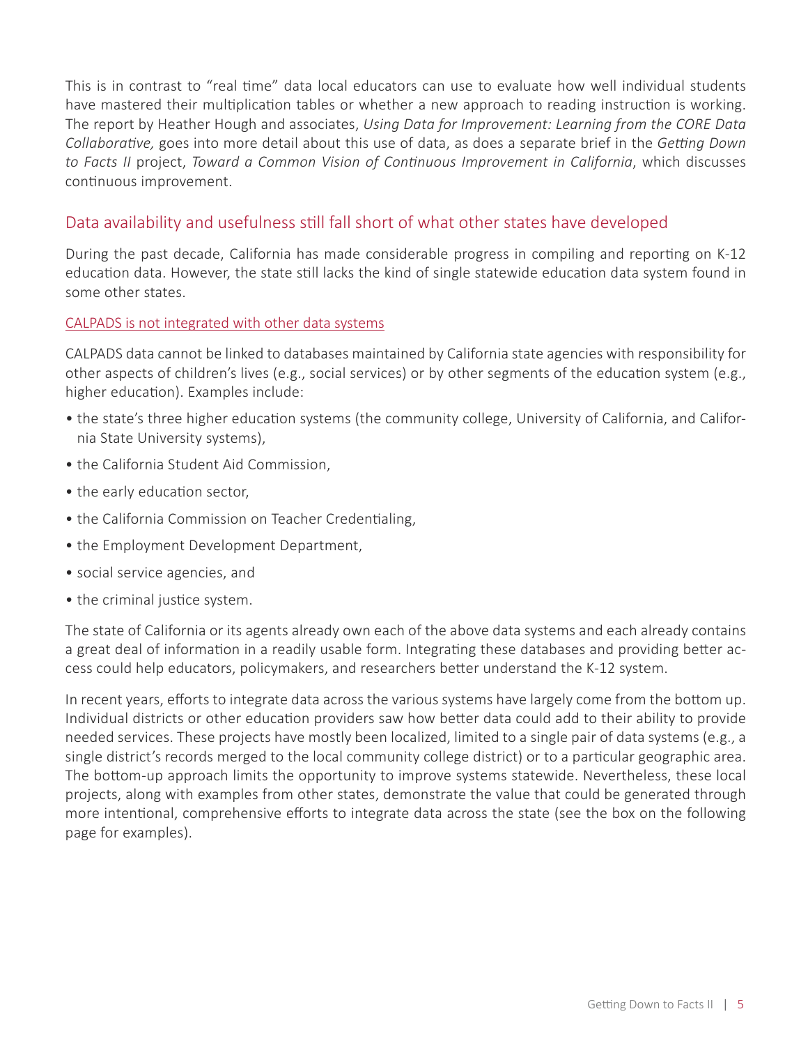This is in contrast to "real time" data local educators can use to evaluate how well individual students have mastered their multiplication tables or whether a new approach to reading instruction is working. The report by Heather Hough and associates, *Using Data for Improvement: Learning from the CORE Data Collaborative,* goes into more detail about this use of data, as does a separate brief in the *Getting Down to Facts II* project, *Toward a Common Vision of Continuous Improvement in California*, which discusses continuous improvement.

## Data availability and usefulness still fall short of what other states have developed

During the past decade, California has made considerable progress in compiling and reporting on K-12 education data. However, the state still lacks the kind of single statewide education data system found in some other states.

### CALPADS is not integrated with other data systems

CALPADS data cannot be linked to databases maintained by California state agencies with responsibility for other aspects of children's lives (e.g., social services) or by other segments of the education system (e.g., higher education). Examples include:

- the state's three higher education systems (the community college, University of California, and California State University systems),
- the California Student Aid Commission,
- the early education sector,
- the California Commission on Teacher Credentialing,
- the Employment Development Department,
- social service agencies, and
- the criminal justice system.

The state of California or its agents already own each of the above data systems and each already contains a great deal of information in a readily usable form. Integrating these databases and providing better access could help educators, policymakers, and researchers better understand the K-12 system.

In recent years, efforts to integrate data across the various systems have largely come from the bottom up. Individual districts or other education providers saw how better data could add to their ability to provide needed services. These projects have mostly been localized, limited to a single pair of data systems (e.g., a single district's records merged to the local community college district) or to a particular geographic area. The bottom-up approach limits the opportunity to improve systems statewide. Nevertheless, these local projects, along with examples from other states, demonstrate the value that could be generated through more intentional, comprehensive efforts to integrate data across the state (see the box on the following page for examples).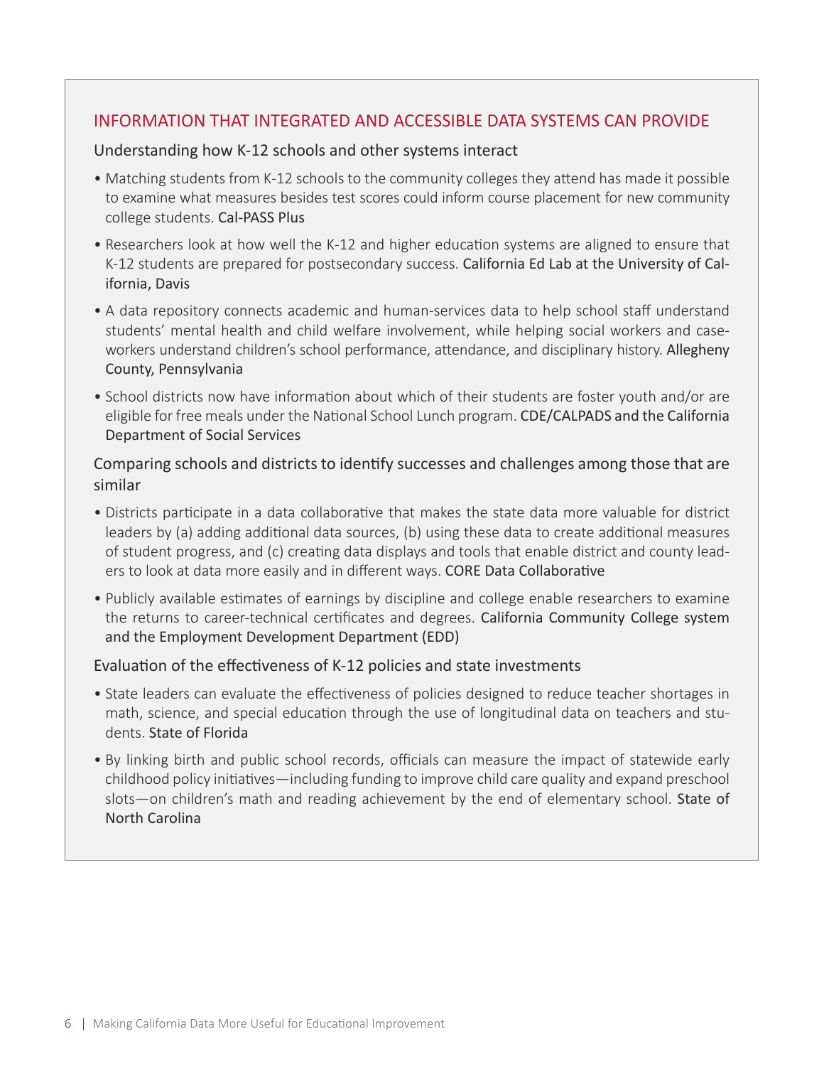## INFORMATION THAT INTEGRATED AND ACCESSIBLE DATA SYSTEMS CAN PROVIDE

### Understanding how K-12 schools and other systems interact

- Matching students from K-12 schools to the community colleges they attend has made it possible to examine what measures besides test scores could inform course placement for new community college students. Cal-PASS Plus
- Researchers look at how well the K-12 and higher education systems are aligned to ensure that K-12 students are prepared for postsecondary success. California Ed Lab at the University of California, Davis
- A data repository connects academic and human-services data to help school staff understand students' mental health and child welfare involvement, while helping social workers and caseworkers understand children's school performance, attendance, and disciplinary history. Allegheny County, Pennsylvania
- School districts now have information about which of their students are foster youth and/or are eligible for free meals under the National School Lunch program. CDE/CALPADS and the California Department of Social Services

### Comparing schools and districts to identify successes and challenges among those that are similar

- Districts participate in a data collaborative that makes the state data more valuable for district leaders by (a) adding additional data sources, (b) using these data to create additional measures of student progress, and (c) creating data displays and tools that enable district and county leaders to look at data more easily and in different ways. CORE Data Collaborative
- Publicly available estimates of earnings by discipline and college enable researchers to examine the returns to career-technical certificates and degrees. California Community College system and the Employment Development Department (EDD)

### Evaluation of the effectiveness of K-12 policies and state investments

- State leaders can evaluate the effectiveness of policies designed to reduce teacher shortages in math, science, and special education through the use of longitudinal data on teachers and students. State of Florida
- By linking birth and public school records, officials can measure the impact of statewide early childhood policy initiatives—including funding to improve child care quality and expand preschool slots—on children's math and reading achievement by the end of elementary school. State of North Carolina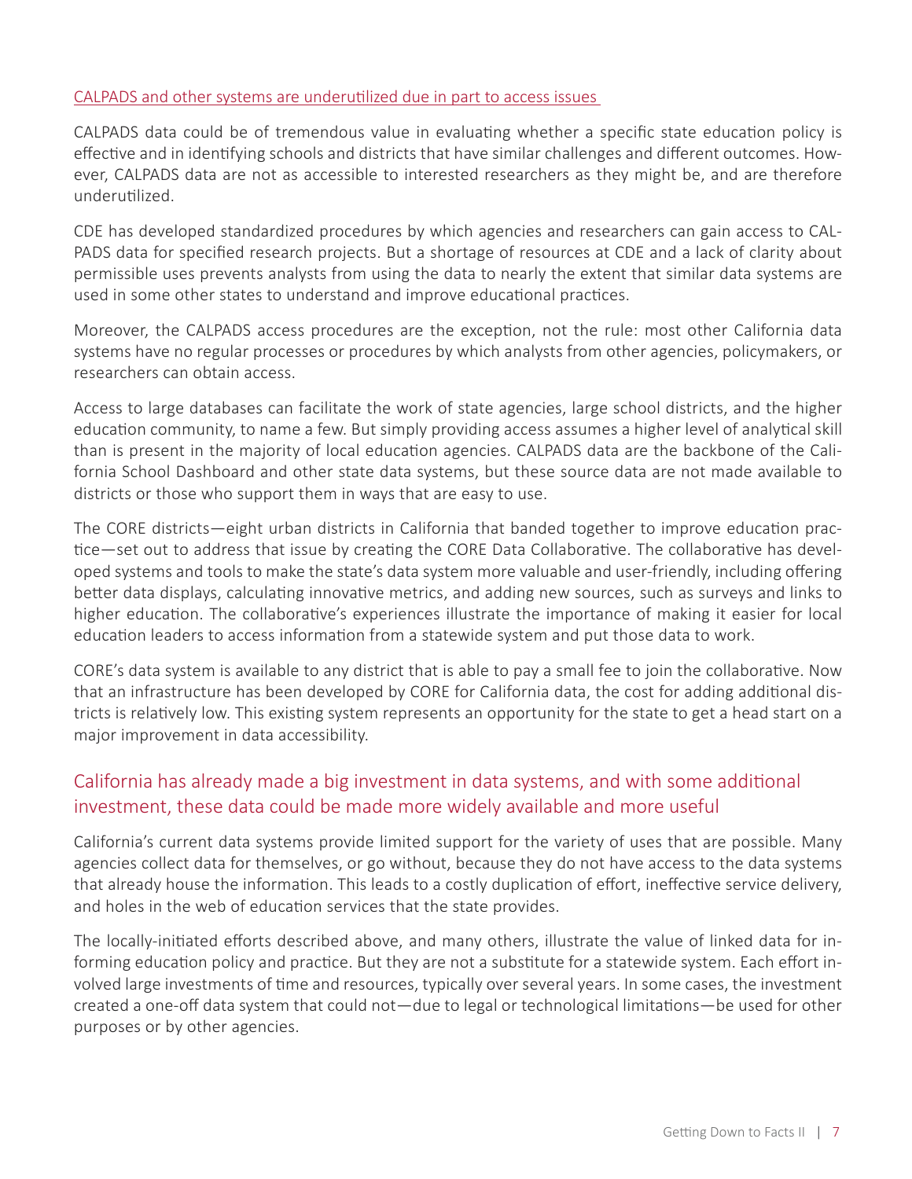### CALPADS and other systems are underutilized due in part to access issues

CALPADS data could be of tremendous value in evaluating whether a specific state education policy is effective and in identifying schools and districts that have similar challenges and different outcomes. However, CALPADS data are not as accessible to interested researchers as they might be, and are therefore underutilized.

CDE has developed standardized procedures by which agencies and researchers can gain access to CALPADS data for specified research projects. But a shortage of resources at CDE and a lack of clarity about permissible uses prevents analysts from using the data to nearly the extent that similar data systems are used in some other states to understand and improve educational practices.

Moreover, the CALPADS access procedures are the exception, not the rule: most other California data systems have no regular processes or procedures by which analysts from other agencies, policymakers, or researchers can obtain access.

Access to large databases can facilitate the work of state agencies, large school districts, and the higher education community, to name a few. But simply providing access assumes a higher level of analytical skill than is present in the majority of local education agencies. CALPADS data are the backbone of the California School Dashboard and other state data systems, but these source data are not made available to districts or those who support them in ways that are easy to use.

The CORE districts—eight urban districts in California that banded together to improve education practice—set out to address that issue by creating the CORE Data Collaborative. The collaborative has developed systems and tools to make the state's data system more valuable and user-friendly, including offering better data displays, calculating innovative metrics, and adding new sources, such as surveys and links to higher education. The collaborative's experiences illustrate the importance of making it easier for local education leaders to access information from a statewide system and put those data to work.

CORE's data system is available to any district that is able to pay a small fee to join the collaborative. Now that an infrastructure has been developed by CORE for California data, the cost for adding additional districts is relatively low. This existing system represents an opportunity for the state to get a head start on a major improvement in data accessibility.

## California has already made a big investment in data systems, and with some additional investment, these data could be made more widely available and more useful

California's current data systems provide limited support for the variety of uses that are possible. Many agencies collect data for themselves, or go without, because they do not have access to the data systems that already house the information. This leads to a costly duplication of effort, ineffective service delivery, and holes in the web of education services that the state provides.

The locally-initiated efforts described above, and many others, illustrate the value of linked data for informing education policy and practice. But they are not a substitute for a statewide system. Each effort involved large investments of time and resources, typically over several years. In some cases, the investment created a one-off data system that could not—due to legal or technological limitations—be used for other purposes or by other agencies.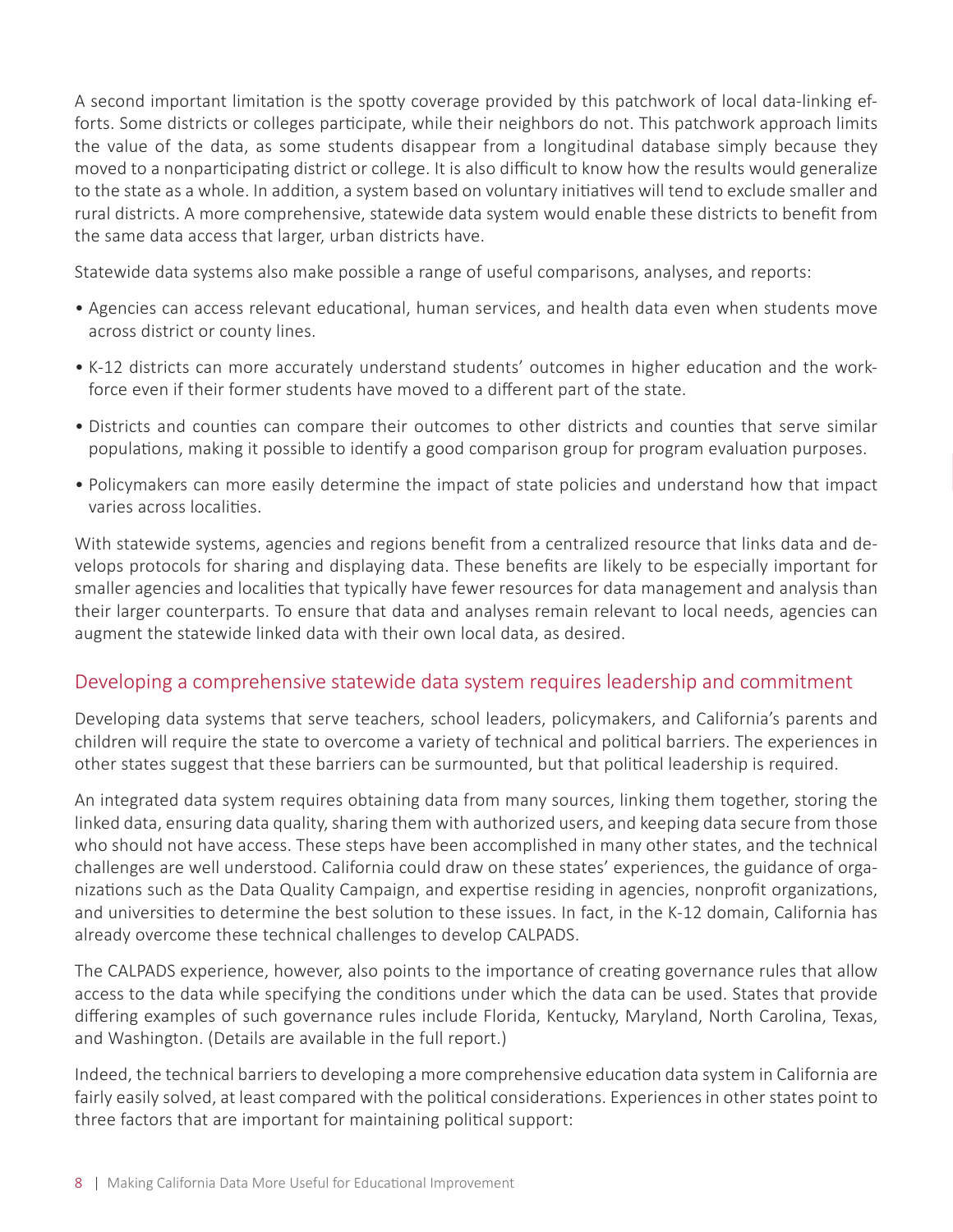A second important limitation is the spotty coverage provided by this patchwork of local data-linking efforts. Some districts or colleges participate, while their neighbors do not. This patchwork approach limits the value of the data, as some students disappear from a longitudinal database simply because they moved to a nonparticipating district or college. It is also difficult to know how the results would generalize to the state as a whole. In addition, a system based on voluntary initiatives will tend to exclude smaller and rural districts. A more comprehensive, statewide data system would enable these districts to benefit from the same data access that larger, urban districts have.

Statewide data systems also make possible a range of useful comparisons, analyses, and reports:

- Agencies can access relevant educational, human services, and health data even when students move across district or county lines.
- K-12 districts can more accurately understand students' outcomes in higher education and the workforce even if their former students have moved to a different part of the state.
- Districts and counties can compare their outcomes to other districts and counties that serve similar populations, making it possible to identify a good comparison group for program evaluation purposes.
- Policymakers can more easily determine the impact of state policies and understand how that impact varies across localities.

With statewide systems, agencies and regions benefit from a centralized resource that links data and develops protocols for sharing and displaying data. These benefits are likely to be especially important for smaller agencies and localities that typically have fewer resources for data management and analysis than their larger counterparts. To ensure that data and analyses remain relevant to local needs, agencies can augment the statewide linked data with their own local data, as desired.

## Developing a comprehensive statewide data system requires leadership and commitment

Developing data systems that serve teachers, school leaders, policymakers, and California's parents and children will require the state to overcome a variety of technical and political barriers. The experiences in other states suggest that these barriers can be surmounted, but that political leadership is required.

An integrated data system requires obtaining data from many sources, linking them together, storing the linked data, ensuring data quality, sharing them with authorized users, and keeping data secure from those who should not have access. These steps have been accomplished in many other states, and the technical challenges are well understood. California could draw on these states' experiences, the guidance of organizations such as the Data Quality Campaign, and expertise residing in agencies, nonprofit organizations, and universities to determine the best solution to these issues. In fact, in the K-12 domain, California has already overcome these technical challenges to develop CALPADS.

The CALPADS experience, however, also points to the importance of creating governance rules that allow access to the data while specifying the conditions under which the data can be used. States that provide differing examples of such governance rules include Florida, Kentucky, Maryland, North Carolina, Texas, and Washington. (Details are available in the full report.)

Indeed, the technical barriers to developing a more comprehensive education data system in California are fairly easily solved, at least compared with the political considerations. Experiences in other states point to three factors that are important for maintaining political support: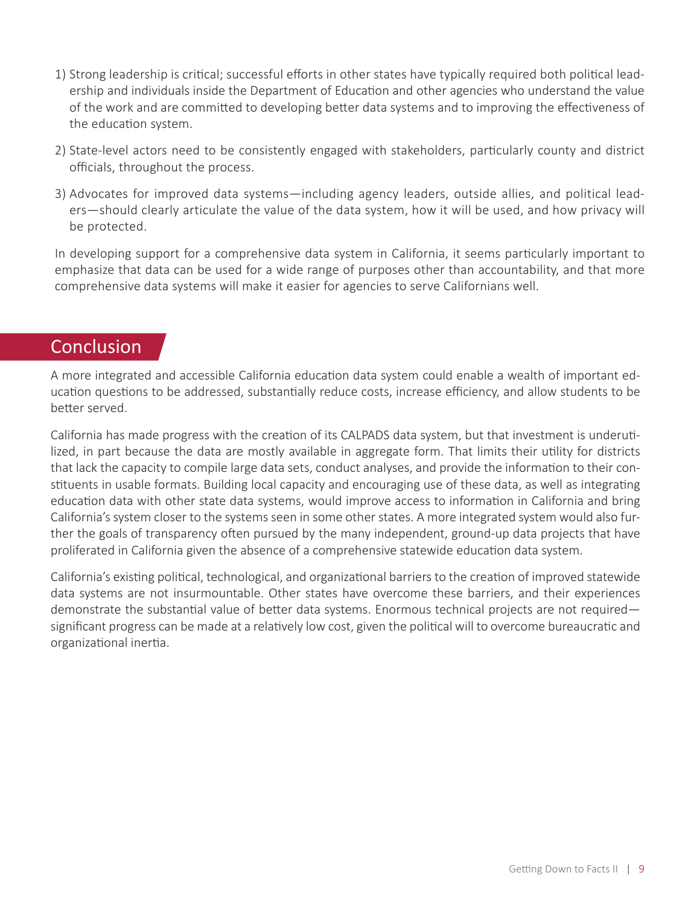1) Strong leadership is critical; successful efforts in other states have typically required both political leadership and individuals inside the Department of Education and other agencies who understand the value of the work and are committed to developing better data systems and to improving the effectiveness of the education system.

2) State-level actors need to be consistently engaged with stakeholders, particularly county and district officials, throughout the process.

3) Advocates for improved data systems—including agency leaders, outside allies, and political leaders—should clearly articulate the value of the data system, how it will be used, and how privacy will be protected.

In developing support for a comprehensive data system in California, it seems particularly important to emphasize that data can be used for a wide range of purposes other than accountability, and that more comprehensive data systems will make it easier for agencies to serve Californians well.

## Conclusion

A more integrated and accessible California education data system could enable a wealth of important education questions to be addressed, substantially reduce costs, increase efficiency, and allow students to be better served.

California has made progress with the creation of its CALPADS data system, but that investment is underutilized, in part because the data are mostly available in aggregate form. That limits their utility for districts that lack the capacity to compile large data sets, conduct analyses, and provide the information to their constituents in usable formats. Building local capacity and encouraging use of these data, as well as integrating education data with other state data systems, would improve access to information in California and bring California's system closer to the systems seen in some other states. A more integrated system would also further the goals of transparency often pursued by the many independent, ground-up data projects that have proliferated in California given the absence of a comprehensive statewide education data system.

California's existing political, technological, and organizational barriers to the creation of improved statewide data systems are not insurmountable. Other states have overcome these barriers, and their experiences demonstrate the substantial value of better data systems. Enormous technical projects are not required—significant progress can be made at a relatively low cost, given the political will to overcome bureaucratic and organizational inertia.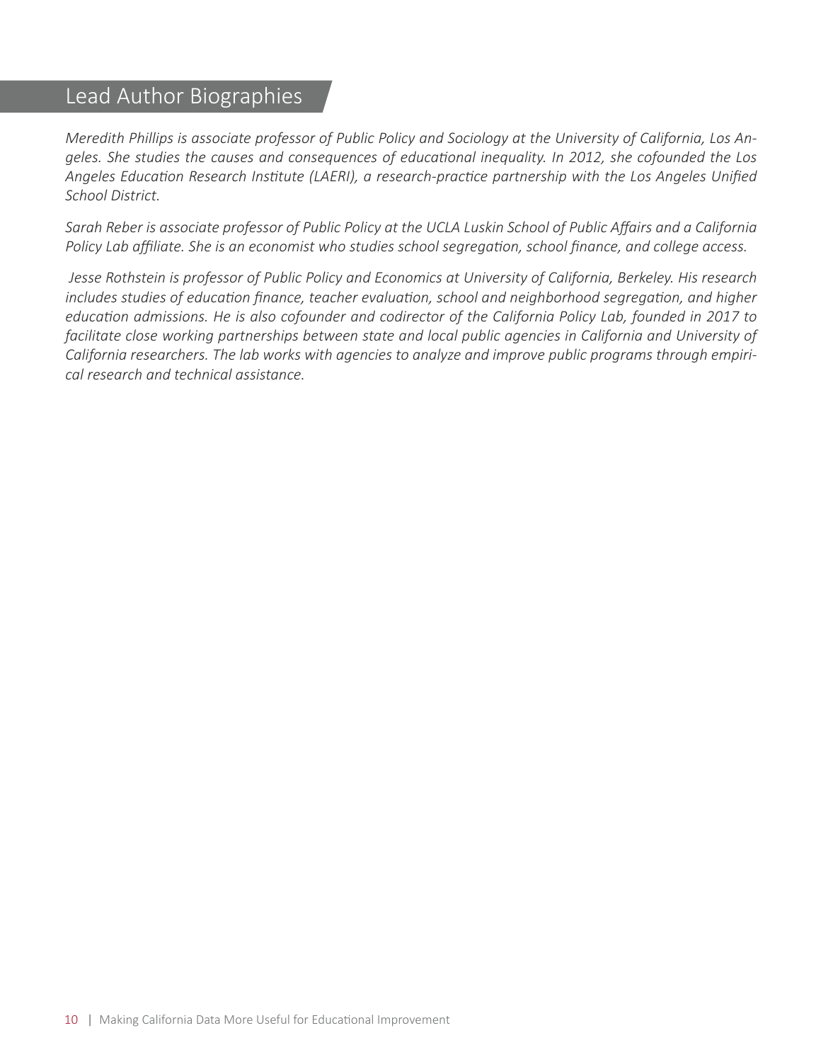## Lead Author Biographies

*Meredith Phillips is associate professor of Public Policy and Sociology at the University of California, Los Angeles. She studies the causes and consequences of educational inequality. In 2012, she cofounded the Los Angeles Education Research Institute (LAERI), a research-practice partnership with the Los Angeles Unified School District.*

*Sarah Reber is associate professor of Public Policy at the UCLA Luskin School of Public Affairs and a California Policy Lab affiliate. She is an economist who studies school segregation, school finance, and college access.*

*Jesse Rothstein is professor of Public Policy and Economics at University of California, Berkeley. His research includes studies of education finance, teacher evaluation, school and neighborhood segregation, and higher education admissions. He is also cofounder and codirector of the California Policy Lab, founded in 2017 to facilitate close working partnerships between state and local public agencies in California and University of California researchers. The lab works with agencies to analyze and improve public programs through empirical research and technical assistance.*